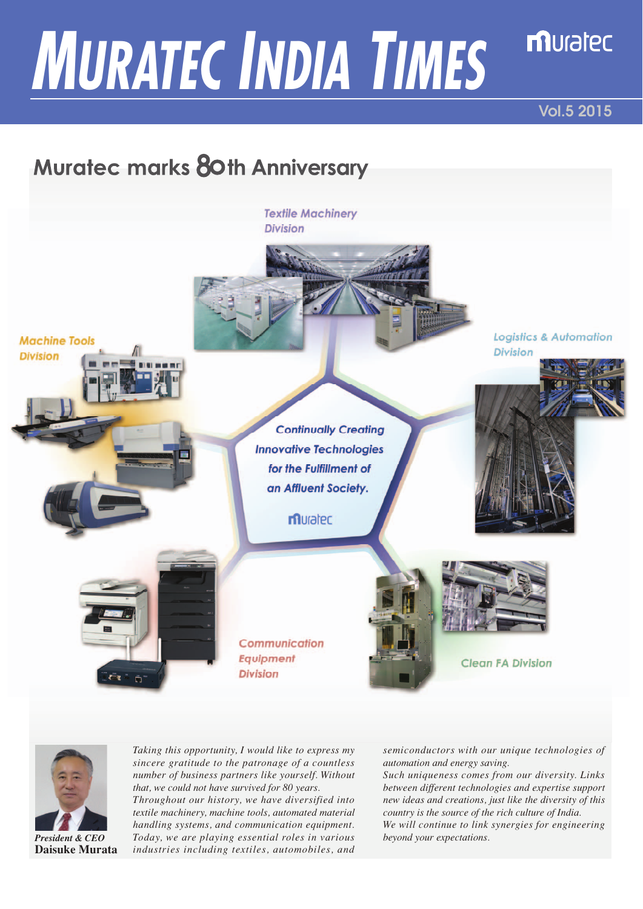# MURATEC INDIA TIMES

muratec

Vol.5 2015

## Muratec marks 80th Anniversary

Textile Machinery Division

Machine Tools Division

Logistics & Automation Division

*Continually Creating Innovative Technologies for the Fulfillment of an Affluent Society.*

muratec

Communication Equipment Division

Clean FA Division

*President & CEO*
**Daisuke Murata**

*Taking this opportunity, I would like to express my sincere gratitude to the patronage of a countless number of business partners like yourself. Without that, we could not have survived for 80 years.*
*Throughout our history, we have diversified into textile machinery, machine tools, automated material handling systems, and communication equipment. Today, we are playing essential roles in various industries including textiles, automobiles, and semiconductors with our unique technologies of automation and energy saving.*
*Such uniqueness comes from our diversity. Links between different technologies and expertise support new ideas and creations, just like the diversity of this country is the source of the rich culture of India.*
*We will continue to link synergies for engineering beyond your expectations.*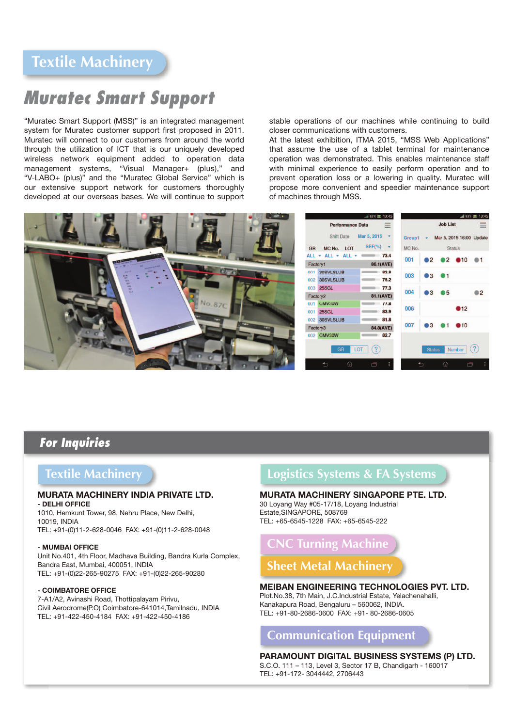## Textile Machinery

# Muratec Smart Support

"Muratec Smart Support (MSS)" is an integrated management system for Muratec customer support first proposed in 2011. Muratec will connect to our customers from around the world through the utilization of ICT that is our uniquely developed wireless network equipment added to operation data management systems, "Visual Manager+ (plus)," and "V-LABO+ (plus)" and the "Muratec Global Service" which is our extensive support network for customers thoroughly developed at our overseas bases. We will continue to support stable operations of our machines while continuing to build closer communications with customers.

At the latest exhibition, ITMA 2015, "MSS Web Applications" that assume the use of a tablet terminal for maintenance operation was demonstrated. This enables maintenance staff with minimal experience to easily perform operation and to prevent operation loss or a lowering in quality. Muratec will propose more convenient and speedier maintenance support of machines through MSS.

# For Inquiries

## Textile Machinery

**MURATA MACHINERY INDIA PRIVATE LTD.**

**- DELHI OFFICE**
1010, Hemkunt Tower, 98, Nehru Place, New Delhi,
10019, INDIA
TEL: +91-(0)11-2-628-0046 FAX: +91-(0)11-2-628-0048

**- MUMBAI OFFICE**
Unit No.401, 4th Floor, Madhava Building, Bandra Kurla Complex,
Bandra East, Mumbai, 400051, INDIA
TEL: +91-(0)22-265-90275 FAX: +91-(0)22-265-90280

**- COIMBATORE OFFICE**
7-A1/A2, Avinashi Road, Thottipalayam Pirivu,
Civil Aerodrome(P.O) Coimbatore-641014,Tamilnadu, INDIA
TEL: +91-422-450-4184 FAX: +91-422-450-4186

## Logistics Systems & FA Systems

**MURATA MACHINERY SINGAPORE PTE. LTD.**
30 Loyang Way #05-17/18, Loyang Industrial
Estate,SINGAPORE, 508769
TEL: +65-6545-1228 FAX: +65-6545-222

## CNC Turning Machine

## Sheet Metal Machinery

**MEIBAN ENGINEERING TECHNOLOGIES PVT. LTD.**
Plot.No.38, 7th Main, J.C.Industrial Estate, Yelachenahalli,
Kanakapura Road, Bengaluru – 560062, INDIA.
TEL: +91-80-2686-0600 FAX: +91- 80-2686-0605

## Communication Equipment

**PARAMOUNT DIGITAL BUSINESS SYSTEMS (P) LTD.**
S.C.O. 111 – 113, Level 3, Sector 17 B, Chandigarh - 160017
TEL: +91-172- 3044442, 2706443